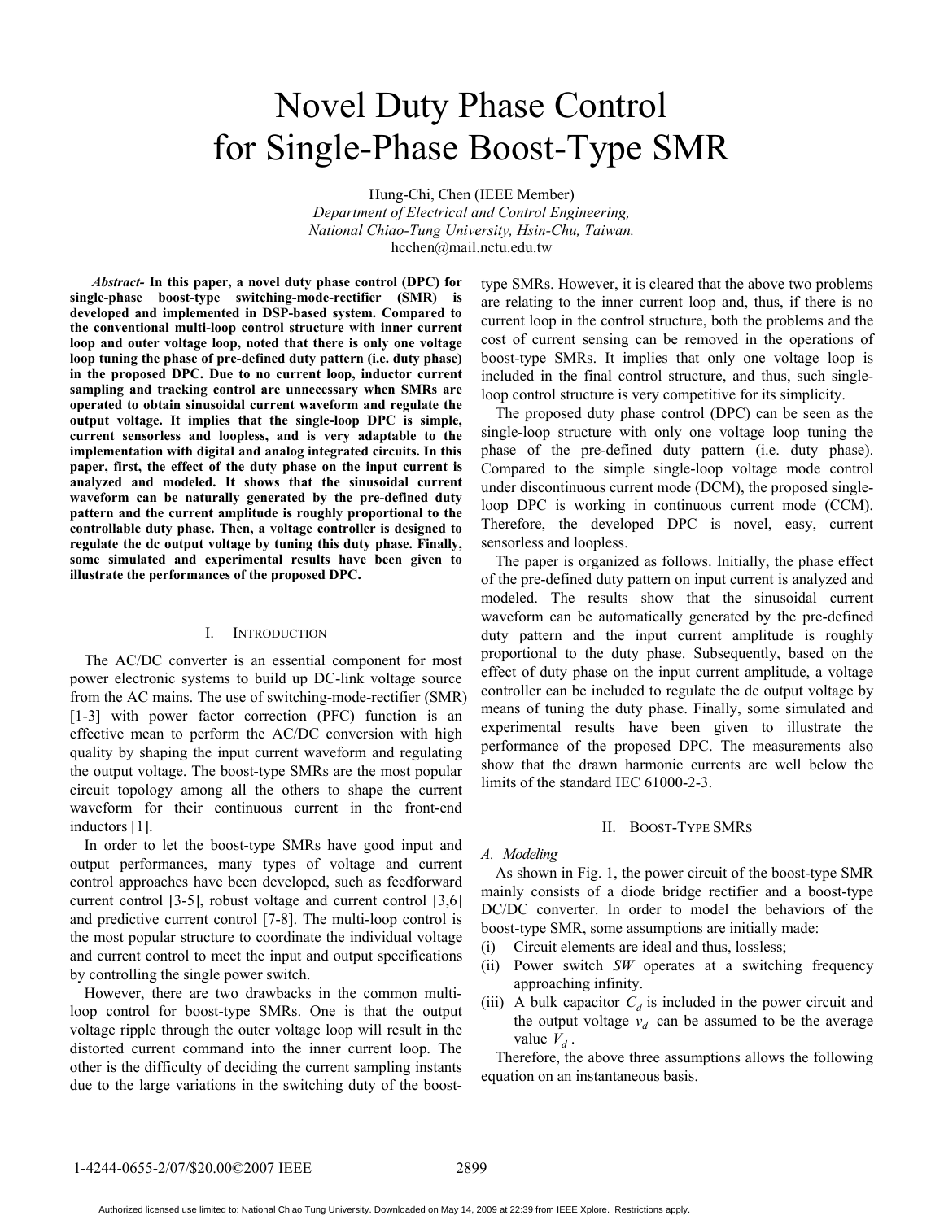# Novel Duty Phase Control for Single-Phase Boost-Type SMR

Hung-Chi, Chen (IEEE Member)
*Department of Electrical and Control Engineering, National Chiao-Tung University, Hsin-Chu, Taiwan.*
hcchen@mail.nctu.edu.tw

***Abstract-*** **In this paper, a novel duty phase control (DPC) for single-phase boost-type switching-mode-rectifier (SMR) is developed and implemented in DSP-based system. Compared to the conventional multi-loop control structure with inner current loop and outer voltage loop, noted that there is only one voltage loop tuning the phase of pre-defined duty pattern (i.e. duty phase) in the proposed DPC. Due to no current loop, inductor current sampling and tracking control are unnecessary when SMRs are operated to obtain sinusoidal current waveform and regulate the output voltage. It implies that the single-loop DPC is simple, current sensorless and loopless, and is very adaptable to the implementation with digital and analog integrated circuits. In this paper, first, the effect of the duty phase on the input current is analyzed and modeled. It shows that the sinusoidal current waveform can be naturally generated by the pre-defined duty pattern and the current amplitude is roughly proportional to the controllable duty phase. Then, a voltage controller is designed to regulate the dc output voltage by tuning this duty phase. Finally, some simulated and experimental results have been given to illustrate the performances of the proposed DPC.**

## I. Introduction

The AC/DC converter is an essential component for most power electronic systems to build up DC-link voltage source from the AC mains. The use of switching-mode-rectifier (SMR) [1-3] with power factor correction (PFC) function is an effective mean to perform the AC/DC conversion with high quality by shaping the input current waveform and regulating the output voltage. The boost-type SMRs are the most popular circuit topology among all the others to shape the current waveform for their continuous current in the front-end inductors [1].

In order to let the boost-type SMRs have good input and output performances, many types of voltage and current control approaches have been developed, such as feedforward current control [3-5], robust voltage and current control [3,6] and predictive current control [7-8]. The multi-loop control is the most popular structure to coordinate the individual voltage and current control to meet the input and output specifications by controlling the single power switch.

However, there are two drawbacks in the common multi-loop control for boost-type SMRs. One is that the output voltage ripple through the outer voltage loop will result in the distorted current command into the inner current loop. The other is the difficulty of deciding the current sampling instants due to the large variations in the switching duty of the boost-type SMRs. However, it is cleared that the above two problems are relating to the inner current loop and, thus, if there is no current loop in the control structure, both the problems and the cost of current sensing can be removed in the operations of boost-type SMRs. It implies that only one voltage loop is included in the final control structure, and thus, such single-loop control structure is very competitive for its simplicity.

The proposed duty phase control (DPC) can be seen as the single-loop structure with only one voltage loop tuning the phase of the pre-defined duty pattern (i.e. duty phase). Compared to the simple single-loop voltage mode control under discontinuous current mode (DCM), the proposed single-loop DPC is working in continuous current mode (CCM). Therefore, the developed DPC is novel, easy, current sensorless and loopless.

The paper is organized as follows. Initially, the phase effect of the pre-defined duty pattern on input current is analyzed and modeled. The results show that the sinusoidal current waveform can be automatically generated by the pre-defined duty pattern and the input current amplitude is roughly proportional to the duty phase. Subsequently, based on the effect of duty phase on the input current amplitude, a voltage controller can be included to regulate the dc output voltage by means of tuning the duty phase. Finally, some simulated and experimental results have been given to illustrate the performance of the proposed DPC. The measurements also show that the drawn harmonic currents are well below the limits of the standard IEC 61000-2-3.

## II. Boost-Type SMRs

### A. Modeling

As shown in Fig. 1, the power circuit of the boost-type SMR mainly consists of a diode bridge rectifier and a boost-type DC/DC converter. In order to model the behaviors of the boost-type SMR, some assumptions are initially made:

(i) Circuit elements are ideal and thus, lossless;

(ii) Power switch *SW* operates at a switching frequency approaching infinity.

(iii) A bulk capacitor $C_d$ is included in the power circuit and the output voltage $v_d$ can be assumed to be the average value $V_d$.

Therefore, the above three assumptions allows the following equation on an instantaneous basis.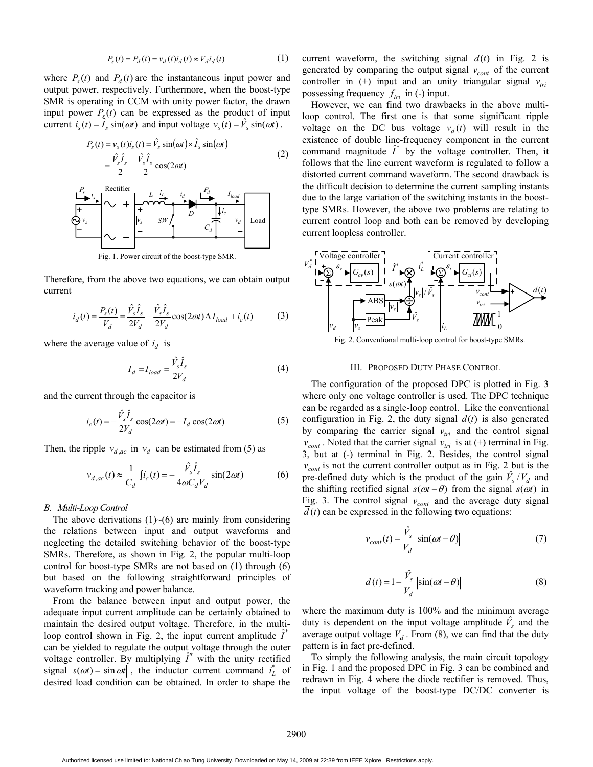$$P_s(t) = P_d(t) = v_d(t)i_d(t) \approx V_d i_d(t) \tag{1}$$

where $P_s(t)$ and $P_d(t)$ are the instantaneous input power and output power, respectively. Furthermore, when the boost-type SMR is operating in CCM with unity power factor, the drawn input power $P_s(t)$ can be expressed as the product of input current $i_s(t) = \hat{I}_s \sin(\omega t)$ and input voltage $v_s(t) = \hat{V}_s \sin(\omega t)$.

$$\begin{aligned} P_s(t) &= v_s(t)i_s(t) = \hat{V}_s \sin(\omega t) \times \hat{I}_s \sin(\omega t) \\ &= \frac{\hat{V}_s \hat{I}_s}{2} - \frac{\hat{V}_s \hat{I}_s}{2}\cos(2\omega t) \end{aligned} \tag{2}$$

Fig. 1. Power circuit of the boost-type SMR.

Therefore, from the above two equations, we can obtain output current

$$i_d(t) = \frac{P_s(t)}{V_d} = \frac{\hat{V}_s \hat{I}_s}{2V_d} - \frac{\hat{V}_s \hat{I}_s}{2V_d}\cos(2\omega t) \underline{\Delta} I_{load} + i_c(t) \tag{3}$$

where the average value of $i_d$ is

$$I_d = I_{load} = \frac{\hat{V}_s \hat{I}_s}{2V_d} \tag{4}$$

and the current through the capacitor is

$$i_c(t) = -\frac{\hat{V}_s \hat{I}_s}{2V_d}\cos(2\omega t) = -I_d \cos(2\omega t) \tag{5}$$

Then, the ripple $v_{d,ac}$ in $v_d$ can be estimated from (5) as

$$v_{d,ac}(t) \approx \frac{1}{C_d}\int i_c(t) = -\frac{\hat{V}_s \hat{I}_s}{4\omega C_d V_d}\sin(2\omega t) \tag{6}$$

### *B. Multi-Loop Control*

The above derivations (1)~(6) are mainly from considering the relations between input and output waveforms and neglecting the detailed switching behavior of the boost-type SMRs. Therefore, as shown in Fig. 2, the popular multi-loop control for boost-type SMRs are not based on (1) through (6) but based on the following straightforward principles of waveform tracking and power balance.

From the balance between input and output power, the adequate input current amplitude can be certainly obtained to maintain the desired output voltage. Therefore, in the multi-loop control shown in Fig. 2, the input current amplitude $\hat{I}^*$ can be yielded to regulate the output voltage through the outer voltage controller. By multiplying $\hat{I}^*$ with the unity rectified signal $s(\omega t) = |\sin \omega t|$, the inductor current command $i_L^*$ of desired load condition can be obtained. In order to shape the current waveform, the switching signal $d(t)$ in Fig. 2 is generated by comparing the output signal $v_{cont}$ of the current controller in (+) input and an unity triangular signal $v_{tri}$ possessing frequency $f_{tri}$ in (-) input.

However, we can find two drawbacks in the above multi-loop control. The first one is that some significant ripple voltage on the DC bus voltage $v_d(t)$ will result in the existence of double line-frequency component in the current command magnitude $\hat{I}^*$ by the voltage controller. Then, it follows that the line current waveform is regulated to follow a distorted current command waveform. The second drawback is the difficult decision to determine the current sampling instants due to the large variation of the switching instants in the boost-type SMRs. However, the above two problems are relating to current control loop and both can be removed by developing current loopless controller.

Fig. 2. Conventional multi-loop control for boost-type SMRs.

## III. PROPOSED DUTY PHASE CONTROL

The configuration of the proposed DPC is plotted in Fig. 3 where only one voltage controller is used. The DPC technique can be regarded as a single-loop control. Like the conventional configuration in Fig. 2, the duty signal $d(t)$ is also generated by comparing the carrier signal $v_{tri}$ and the control signal $v_{cont}$. Noted that the carrier signal $v_{tri}$ is at (+) terminal in Fig. 3, but at (-) terminal in Fig. 2. Besides, the control signal $v_{cont}$ is not the current controller output as in Fig. 2 but is the pre-defined duty which is the product of the gain $\hat{V}_s / V_d$ and the shifting rectified signal $s(\omega t - \theta)$ from the signal $s(\omega t)$ in Fig. 3. The control signal $v_{cont}$ and the average duty signal $\bar{d}(t)$ can be expressed in the following two equations:

$$v_{cont}(t) = \frac{\hat{V}_s}{V_d}\left|\sin(\omega t - \theta)\right| \tag{7}$$

$$\bar{d}(t) = 1 - \frac{\hat{V}_s}{V_d}\left|\sin(\omega t - \theta)\right| \tag{8}$$

where the maximum duty is 100% and the minimum average duty is dependent on the input voltage amplitude $\hat{V}_s$ and the average output voltage $V_d$. From (8), we can find that the duty pattern is in fact pre-defined.

To simply the following analysis, the main circuit topology in Fig. 1 and the proposed DPC in Fig. 3 can be combined and redrawn in Fig. 4 where the diode rectifier is removed. Thus, the input voltage of the boost-type DC/DC converter is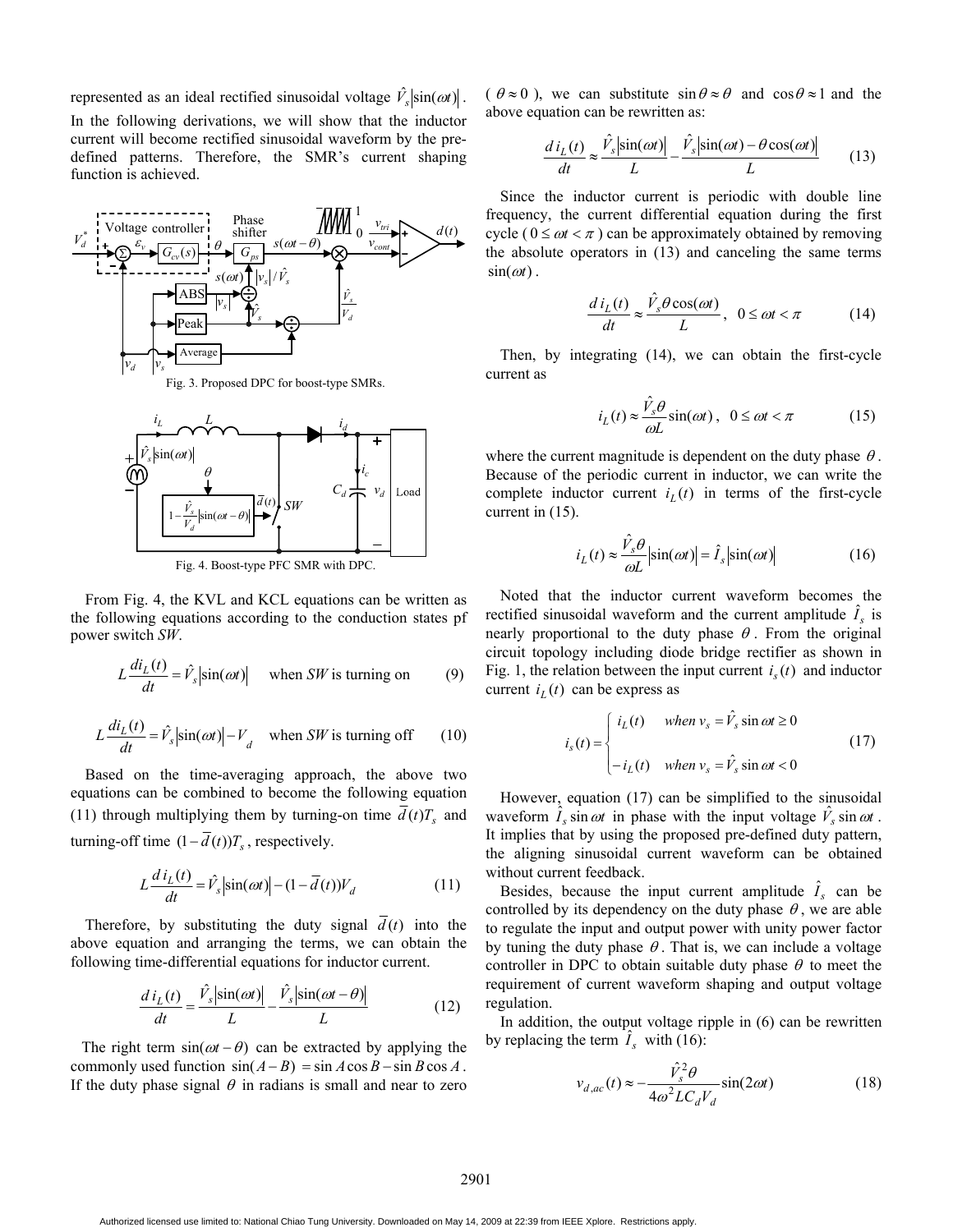represented as an ideal rectified sinusoidal voltage $\hat{V}_s|\sin(\omega t)|$. In the following derivations, we will show that the inductor current will become rectified sinusoidal waveform by the pre-defined patterns. Therefore, the SMR's current shaping function is achieved.

Fig. 3. Proposed DPC for boost-type SMRs.

Fig. 4. Boost-type PFC SMR with DPC.

From Fig. 4, the KVL and KCL equations can be written as the following equations according to the conduction states pf power switch *SW*.

$$L\frac{di_L(t)}{dt} = \hat{V}_s|\sin(\omega t)| \quad \text{when } SW \text{ is turning on} \tag{9}$$

$$L\frac{di_L(t)}{dt} = \hat{V}_s|\sin(\omega t)| - V_d \quad \text{when } SW \text{ is turning off} \tag{10}$$

Based on the time-averaging approach, the above two equations can be combined to become the following equation (11) through multiplying them by turning-on time $\bar{d}(t)T_s$ and turning-off time $(1-\bar{d}(t))T_s$, respectively.

$$L\frac{d\,i_L(t)}{dt} = \hat{V}_s|\sin(\omega t)| - (1-\bar{d}(t))V_d \tag{11}$$

Therefore, by substituting the duty signal $\bar{d}(t)$ into the above equation and arranging the terms, we can obtain the following time-differential equations for inductor current.

$$\frac{d\,i_L(t)}{dt} = \frac{\hat{V}_s|\sin(\omega t)|}{L} - \frac{\hat{V}_s|\sin(\omega t-\theta)|}{L} \tag{12}$$

The right term $\sin(\omega t-\theta)$ can be extracted by applying the commonly used function $\sin(A-B) = \sin A\cos B - \sin B\cos A$. If the duty phase signal $\theta$ in radians is small and near to zero ($\theta \approx 0$), we can substitute $\sin\theta \approx \theta$ and $\cos\theta \approx 1$ and the above equation can be rewritten as:

$$\frac{d\,i_L(t)}{dt} \approx \frac{\hat{V}_s|\sin(\omega t)|}{L} - \frac{\hat{V}_s|\sin(\omega t) - \theta\cos(\omega t)|}{L} \tag{13}$$

Since the inductor current is periodic with double line frequency, the current differential equation during the first cycle ($0 \le \omega t < \pi$) can be approximately obtained by removing the absolute operators in (13) and canceling the same terms $\sin(\omega t)$.

$$\frac{d\,i_L(t)}{dt} \approx \frac{\hat{V}_s\theta\cos(\omega t)}{L}, \quad 0 \le \omega t < \pi \tag{14}$$

Then, by integrating (14), we can obtain the first-cycle current as

$$i_L(t) \approx \frac{\hat{V}_s\theta}{\omega L}\sin(\omega t), \quad 0 \le \omega t < \pi \tag{15}$$

where the current magnitude is dependent on the duty phase $\theta$. Because of the periodic current in inductor, we can write the complete inductor current $i_L(t)$ in terms of the first-cycle current in (15).

$$i_L(t) \approx \frac{\hat{V}_s\theta}{\omega L}|\sin(\omega t)| = \hat{I}_s|\sin(\omega t)| \tag{16}$$

Noted that the inductor current waveform becomes the rectified sinusoidal waveform and the current amplitude $\hat{I}_s$ is nearly proportional to the duty phase $\theta$. From the original circuit topology including diode bridge rectifier as shown in Fig. 1, the relation between the input current $i_s(t)$ and inductor current $i_L(t)$ can be express as

$$i_s(t) = \begin{cases} i_L(t) & when\ v_s = \hat{V}_s\sin\omega t \ge 0 \\ -i_L(t) & when\ v_s = \hat{V}_s\sin\omega t < 0 \end{cases} \tag{17}$$

However, equation (17) can be simplified to the sinusoidal waveform $\hat{I}_s\sin\omega t$ in phase with the input voltage $\hat{V}_s\sin\omega t$. It implies that by using the proposed pre-defined duty pattern, the aligning sinusoidal current waveform can be obtained without current feedback.

Besides, because the input current amplitude $\hat{I}_s$ can be controlled by its dependency on the duty phase $\theta$, we are able to regulate the input and output power with unity power factor by tuning the duty phase $\theta$. That is, we can include a voltage controller in DPC to obtain suitable duty phase $\theta$ to meet the requirement of current waveform shaping and output voltage regulation.

In addition, the output voltage ripple in (6) can be rewritten by replacing the term $\hat{I}_s$ with (16):

$$v_{d,ac}(t) \approx -\frac{\hat{V}_s^2\theta}{4\omega^2 LC_d V_d}\sin(2\omega t) \tag{18}$$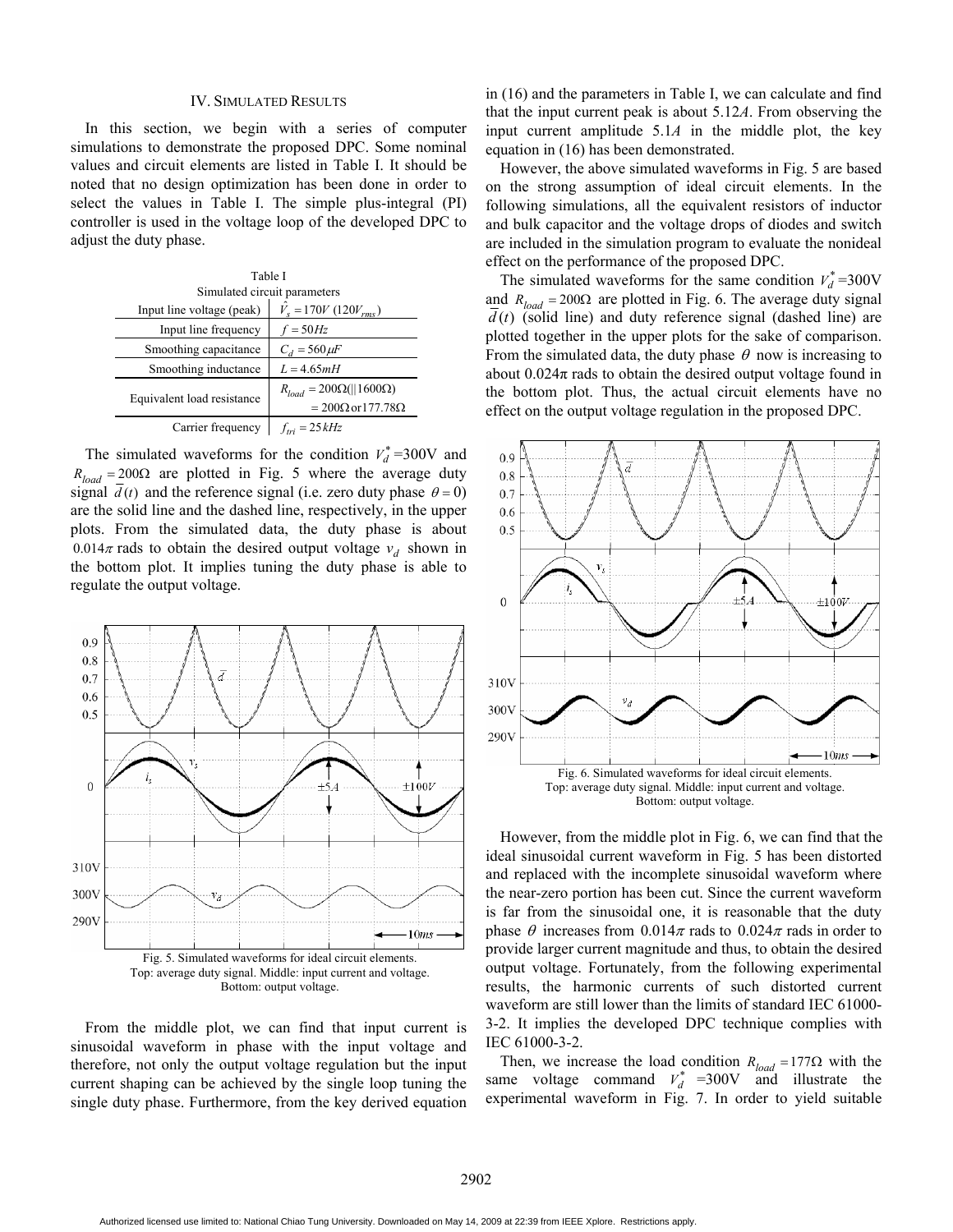## IV. SIMULATED RESULTS

In this section, we begin with a series of computer simulations to demonstrate the proposed DPC. Some nominal values and circuit elements are listed in Table I. It should be noted that no design optimization has been done in order to select the values in Table I. The simple plus-integral (PI) controller is used in the voltage loop of the developed DPC to adjust the duty phase.

Table I
Simulated circuit parameters

| | |
|---|---|
| Input line voltage (peak) | $\hat{V}_s = 170V\ (120V_{rms})$ |
| Input line frequency | $f = 50Hz$ |
| Smoothing capacitance | $C_d = 560\mu F$ |
| Smoothing inductance | $L = 4.65mH$ |
| Equivalent load resistance | $R_{load} = 200\Omega(\|1600\Omega) = 200\Omega$ or $177.78\Omega$ |
| Carrier frequency | $f_{tri} = 25kHz$ |

The simulated waveforms for the condition $V_d^*$ =300V and $R_{load} = 200\Omega$ are plotted in Fig. 5 where the average duty signal $\bar{d}(t)$ and the reference signal (i.e. zero duty phase $\theta = 0$) are the solid line and the dashed line, respectively, in the upper plots. From the simulated data, the duty phase is about $0.014\pi$ rads to obtain the desired output voltage $v_d$ shown in the bottom plot. It implies tuning the duty phase is able to regulate the output voltage.

Fig. 5. Simulated waveforms for ideal circuit elements. Top: average duty signal. Middle: input current and voltage. Bottom: output voltage.

From the middle plot, we can find that input current is sinusoidal waveform in phase with the input voltage and therefore, not only the output voltage regulation but the input current shaping can be achieved by the single loop tuning the single duty phase. Furthermore, from the key derived equation in (16) and the parameters in Table I, we can calculate and find that the input current peak is about 5.12*A*. From observing the input current amplitude 5.1*A* in the middle plot, the key equation in (16) has been demonstrated.

However, the above simulated waveforms in Fig. 5 are based on the strong assumption of ideal circuit elements. In the following simulations, all the equivalent resistors of inductor and bulk capacitor and the voltage drops of diodes and switch are included in the simulation program to evaluate the nonideal effect on the performance of the proposed DPC.

The simulated waveforms for the same condition $V_d^*$ =300V and $R_{load} = 200\Omega$ are plotted in Fig. 6. The average duty signal $\bar{d}(t)$ (solid line) and duty reference signal (dashed line) are plotted together in the upper plots for the sake of comparison. From the simulated data, the duty phase $\theta$ now is increasing to about $0.024\pi$ rads to obtain the desired output voltage found in the bottom plot. Thus, the actual circuit elements have no effect on the output voltage regulation in the proposed DPC.

Fig. 6. Simulated waveforms for ideal circuit elements. Top: average duty signal. Middle: input current and voltage. Bottom: output voltage.

However, from the middle plot in Fig. 6, we can find that the ideal sinusoidal current waveform in Fig. 5 has been distorted and replaced with the incomplete sinusoidal waveform where the near-zero portion has been cut. Since the current waveform is far from the sinusoidal one, it is reasonable that the duty phase $\theta$ increases from $0.014\pi$ rads to $0.024\pi$ rads in order to provide larger current magnitude and thus, to obtain the desired output voltage. Fortunately, from the following experimental results, the harmonic currents of such distorted current waveform are still lower than the limits of standard IEC 61000-3-2. It implies the developed DPC technique complies with IEC 61000-3-2.

Then, we increase the load condition $R_{load} = 177\Omega$ with the same voltage command $V_d^*$ =300V and illustrate the experimental waveform in Fig. 7. In order to yield suitable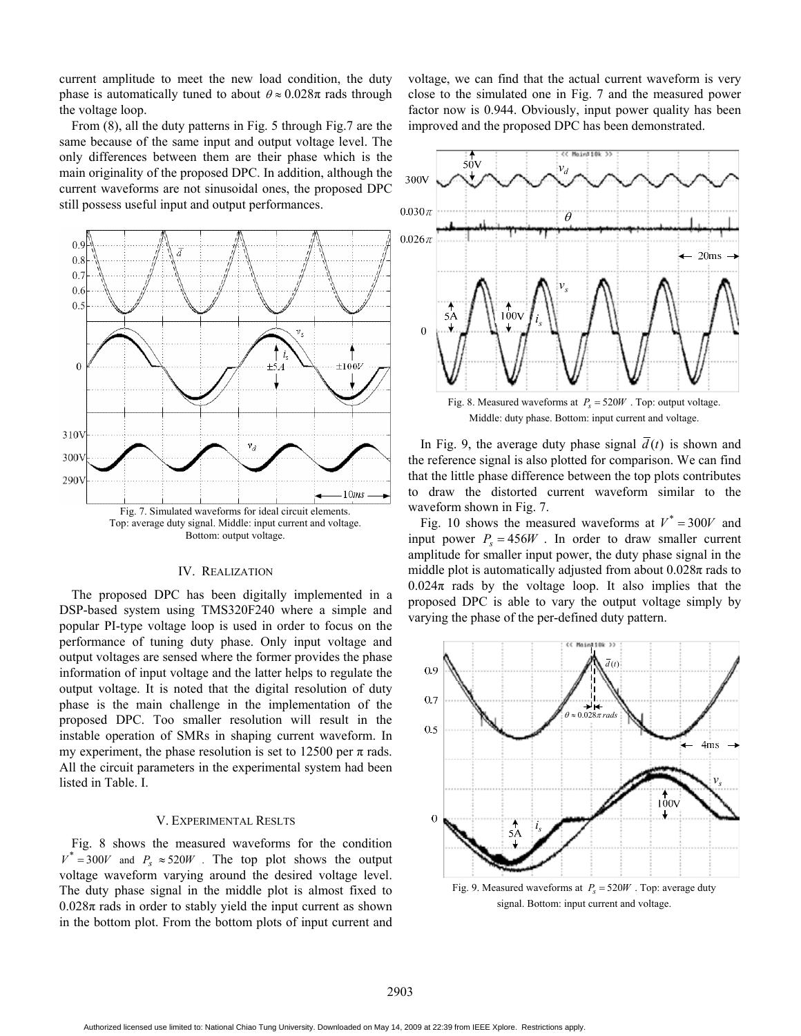current amplitude to meet the new load condition, the duty phase is automatically tuned to about $\theta \approx 0.028\pi$ rads through the voltage loop.

From (8), all the duty patterns in Fig. 5 through Fig.7 are the same because of the same input and output voltage level. The only differences between them are their phase which is the main originality of the proposed DPC. In addition, although the current waveforms are not sinusoidal ones, the proposed DPC still possess useful input and output performances.

Fig. 7. Simulated waveforms for ideal circuit elements. Top: average duty signal. Middle: input current and voltage. Bottom: output voltage.

## IV. REALIZATION

The proposed DPC has been digitally implemented in a DSP-based system using TMS320F240 where a simple and popular PI-type voltage loop is used in order to focus on the performance of tuning duty phase. Only input voltage and output voltages are sensed where the former provides the phase information of input voltage and the latter helps to regulate the output voltage. It is noted that the digital resolution of duty phase is the main challenge in the implementation of the proposed DPC. Too smaller resolution will result in the instable operation of SMRs in shaping current waveform. In my experiment, the phase resolution is set to 12500 per π rads. All the circuit parameters in the experimental system had been listed in Table. I.

## V. EXPERIMENTAL RESLTS

Fig. 8 shows the measured waveforms for the condition $V^* = 300V$ and $P_s \approx 520W$. The top plot shows the output voltage waveform varying around the desired voltage level. The duty phase signal in the middle plot is almost fixed to 0.028π rads in order to stably yield the input current as shown in the bottom plot. From the bottom plots of input current and voltage, we can find that the actual current waveform is very close to the simulated one in Fig. 7 and the measured power factor now is 0.944. Obviously, input power quality has been improved and the proposed DPC has been demonstrated.

Fig. 8. Measured waveforms at $P_s = 520W$. Top: output voltage. Middle: duty phase. Bottom: input current and voltage.

In Fig. 9, the average duty phase signal $\overline{d}(t)$ is shown and the reference signal is also plotted for comparison. We can find that the little phase difference between the top plots contributes to draw the distorted current waveform similar to the waveform shown in Fig. 7.

Fig. 10 shows the measured waveforms at $V^* = 300V$ and input power $P_s = 456W$. In order to draw smaller current amplitude for smaller input power, the duty phase signal in the middle plot is automatically adjusted from about 0.028π rads to 0.024π rads by the voltage loop. It also implies that the proposed DPC is able to vary the output voltage simply by varying the phase of the per-defined duty pattern.

Fig. 9. Measured waveforms at $P_s = 520W$. Top: average duty signal. Bottom: input current and voltage.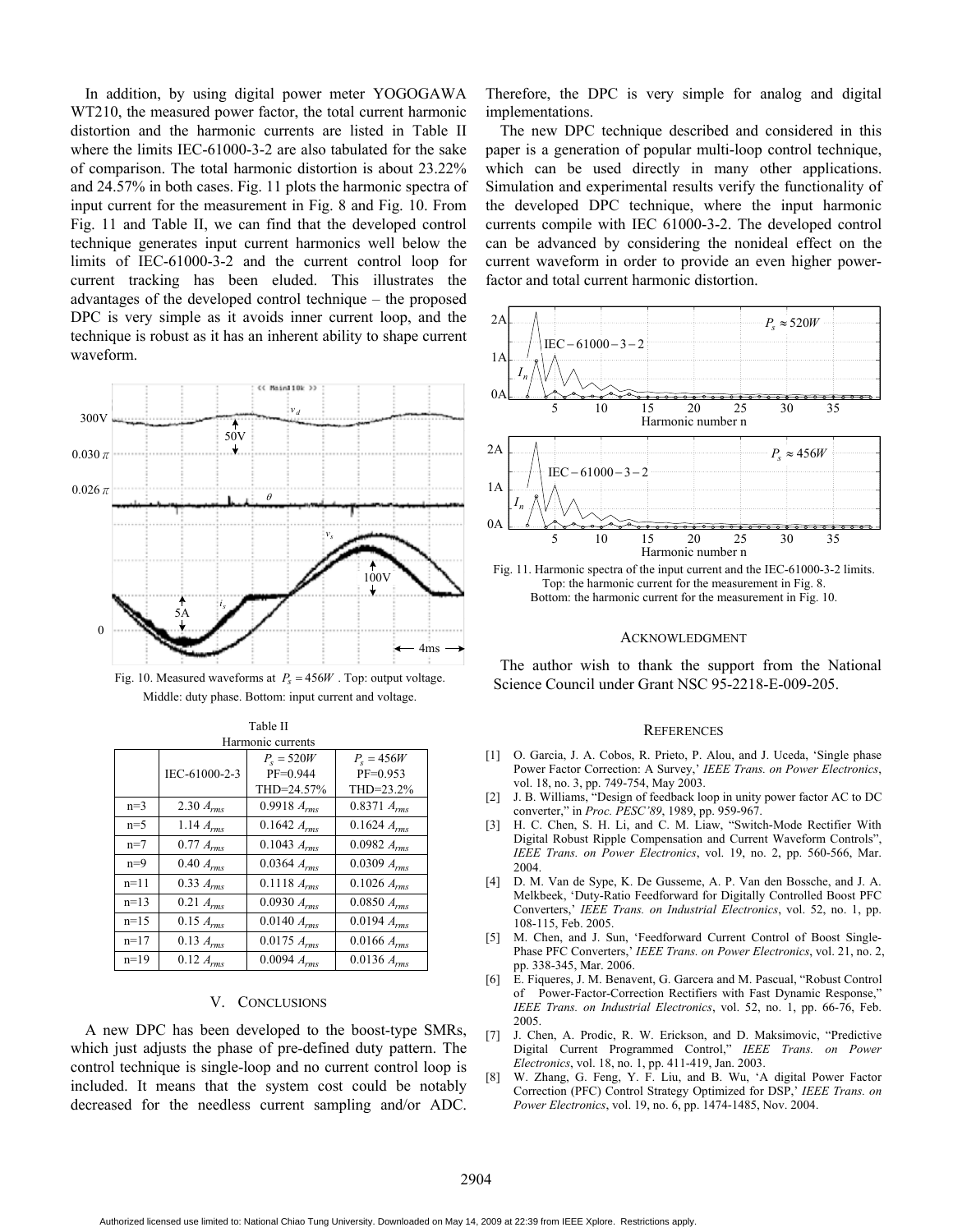In addition, by using digital power meter YOGOGAWA WT210, the measured power factor, the total current harmonic distortion and the harmonic currents are listed in Table II where the limits IEC-61000-3-2 are also tabulated for the sake of comparison. The total harmonic distortion is about 23.22% and 24.57% in both cases. Fig. 11 plots the harmonic spectra of input current for the measurement in Fig. 8 and Fig. 10. From Fig. 11 and Table II, we can find that the developed control technique generates input current harmonics well below the limits of IEC-61000-3-2 and the current control loop for current tracking has been eluded. This illustrates the advantages of the developed control technique – the proposed DPC is very simple as it avoids inner current loop, and the technique is robust as it has an inherent ability to shape current waveform.

<< Main 10k >>
$v_d$
300V
50V
$0.030\pi$
$0.026\pi$
$\theta$
$v_s$
100V
$i_s$
5A
0
4ms

Fig. 10. Measured waveforms at $P_s = 456W$ . Top: output voltage. Middle: duty phase. Bottom: input current and voltage.

Table II
Harmonic currents

| | IEC-61000-2-3 | $P_s = 520W$ PF=0.944 THD=24.57% | $P_s = 456W$ PF=0.953 THD=23.2% |
|---|---|---|---|
| n=3 | 2.30 $A_{rms}$ | 0.9918 $A_{rms}$ | 0.8371 $A_{rms}$ |
| n=5 | 1.14 $A_{rms}$ | 0.1642 $A_{rms}$ | 0.1624 $A_{rms}$ |
| n=7 | 0.77 $A_{rms}$ | 0.1043 $A_{rms}$ | 0.0982 $A_{rms}$ |
| n=9 | 0.40 $A_{rms}$ | 0.0364 $A_{rms}$ | 0.0309 $A_{rms}$ |
| n=11 | 0.33 $A_{rms}$ | 0.1118 $A_{rms}$ | 0.1026 $A_{rms}$ |
| n=13 | 0.21 $A_{rms}$ | 0.0930 $A_{rms}$ | 0.0850 $A_{rms}$ |
| n=15 | 0.15 $A_{rms}$ | 0.0140 $A_{rms}$ | 0.0194 $A_{rms}$ |
| n=17 | 0.13 $A_{rms}$ | 0.0175 $A_{rms}$ | 0.0166 $A_{rms}$ |
| n=19 | 0.12 $A_{rms}$ | 0.0094 $A_{rms}$ | 0.0136 $A_{rms}$ |

## V. Conclusions

A new DPC has been developed to the boost-type SMRs, which just adjusts the phase of pre-defined duty pattern. The control technique is single-loop and no current control loop is included. It means that the system cost could be notably decreased for the needless current sampling and/or ADC. Therefore, the DPC is very simple for analog and digital implementations.

The new DPC technique described and considered in this paper is a generation of popular multi-loop control technique, which can be used directly in many other applications. Simulation and experimental results verify the functionality of the developed DPC technique, where the input harmonic currents compile with IEC 61000-3-2. The developed control can be advanced by considering the nonideal effect on the current waveform in order to provide an even higher power-factor and total current harmonic distortion.

2A
$P_s \approx 520W$
IEC – 61000 – 3 – 2
1A
$I_n$
0A
5 10 15 20 25 30 35
Harmonic number n

2A
$P_s \approx 456W$
IEC – 61000 – 3 – 2
1A
$I_n$
0A
5 10 15 20 25 30 35
Harmonic number n

Fig. 11. Harmonic spectra of the input current and the IEC-61000-3-2 limits. Top: the harmonic current for the measurement in Fig. 8. Bottom: the harmonic current for the measurement in Fig. 10.

## Acknowledgment

The author wish to thank the support from the National Science Council under Grant NSC 95-2218-E-009-205.

## References

[1] O. Garcia, J. A. Cobos, R. Prieto, P. Alou, and J. Uceda, 'Single phase Power Factor Correction: A Survey,' *IEEE Trans. on Power Electronics*, vol. 18, no. 3, pp. 749-754, May 2003.

[2] J. B. Williams, "Design of feedback loop in unity power factor AC to DC converter," in *Proc. PESC'89*, 1989, pp. 959-967.

[3] H. C. Chen, S. H. Li, and C. M. Liaw, "Switch-Mode Rectifier With Digital Robust Ripple Compensation and Current Waveform Controls", *IEEE Trans. on Power Electronics*, vol. 19, no. 2, pp. 560-566, Mar. 2004.

[4] D. M. Van de Sype, K. De Gusseme, A. P. Van den Bossche, and J. A. Melkbeek, 'Duty-Ratio Feedforward for Digitally Controlled Boost PFC Converters,' *IEEE Trans. on Industrial Electronics*, vol. 52, no. 1, pp. 108-115, Feb. 2005.

[5] M. Chen, and J. Sun, 'Feedforward Current Control of Boost Single-Phase PFC Converters,' *IEEE Trans. on Power Electronics*, vol. 21, no. 2, pp. 338-345, Mar. 2006.

[6] E. Fiqueres, J. M. Benavent, G. Garcera and M. Pascual, "Robust Control of Power-Factor-Correction Rectifiers with Fast Dynamic Response," *IEEE Trans. on Industrial Electronics*, vol. 52, no. 1, pp. 66-76, Feb. 2005.

[7] J. Chen, A. Prodic, R. W. Erickson, and D. Maksimovic, "Predictive Digital Current Programmed Control," *IEEE Trans. on Power Electronics*, vol. 18, no. 1, pp. 411-419, Jan. 2003.

[8] W. Zhang, G. Feng, Y. F. Liu, and B. Wu, 'A digital Power Factor Correction (PFC) Control Strategy Optimized for DSP,' *IEEE Trans. on Power Electronics*, vol. 19, no. 6, pp. 1474-1485, Nov. 2004.